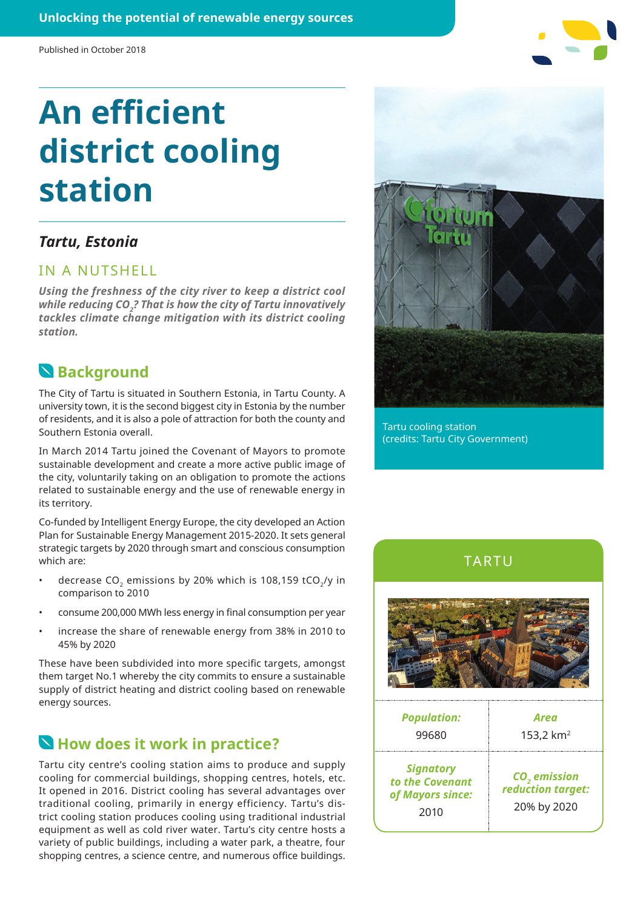Unlocking the potential of renewable energy sources

Published in October 2018

# An efficient district cooling station

## *Tartu, Estonia*

### IN A NUTSHELL

***Using the freshness of the city river to keep a district cool while reducing $CO_2$? That is how the city of Tartu innovatively tackles climate change mitigation with its district cooling station.***

## Background

The City of Tartu is situated in Southern Estonia, in Tartu County. A university town, it is the second biggest city in Estonia by the number of residents, and it is also a pole of attraction for both the county and Southern Estonia overall.

In March 2014 Tartu joined the Covenant of Mayors to promote sustainable development and create a more active public image of the city, voluntarily taking on an obligation to promote the actions related to sustainable energy and the use of renewable energy in its territory.

Co-funded by Intelligent Energy Europe, the city developed an Action Plan for Sustainable Energy Management 2015-2020. It sets general strategic targets by 2020 through smart and conscious consumption which are:

- decrease $CO_2$ emissions by 20% which is 108,159 $tCO_2$/y in comparison to 2010
- consume 200,000 MWh less energy in final consumption per year
- increase the share of renewable energy from 38% in 2010 to 45% by 2020

These have been subdivided into more specific targets, amongst them target No.1 whereby the city commits to ensure a sustainable supply of district heating and district cooling based on renewable energy sources.

## How does it work in practice?

Tartu city centre's cooling station aims to produce and supply cooling for commercial buildings, shopping centres, hotels, etc. It opened in 2016. District cooling has several advantages over traditional cooling, primarily in energy efficiency. Tartu's district cooling station produces cooling using traditional industrial equipment as well as cold river water. Tartu's city centre hosts a variety of public buildings, including a water park, a theatre, four shopping centres, a science centre, and numerous office buildings.

Tartu cooling station (credits: Tartu City Government)

### TARTU

| *Population:* | *Area* |
|---|---|
| 99680 | 153,2 km² |
| *Signatory to the Covenant of Mayors since:* | *$CO_2$ emission reduction target:* |
| 2010 | 20% by 2020 |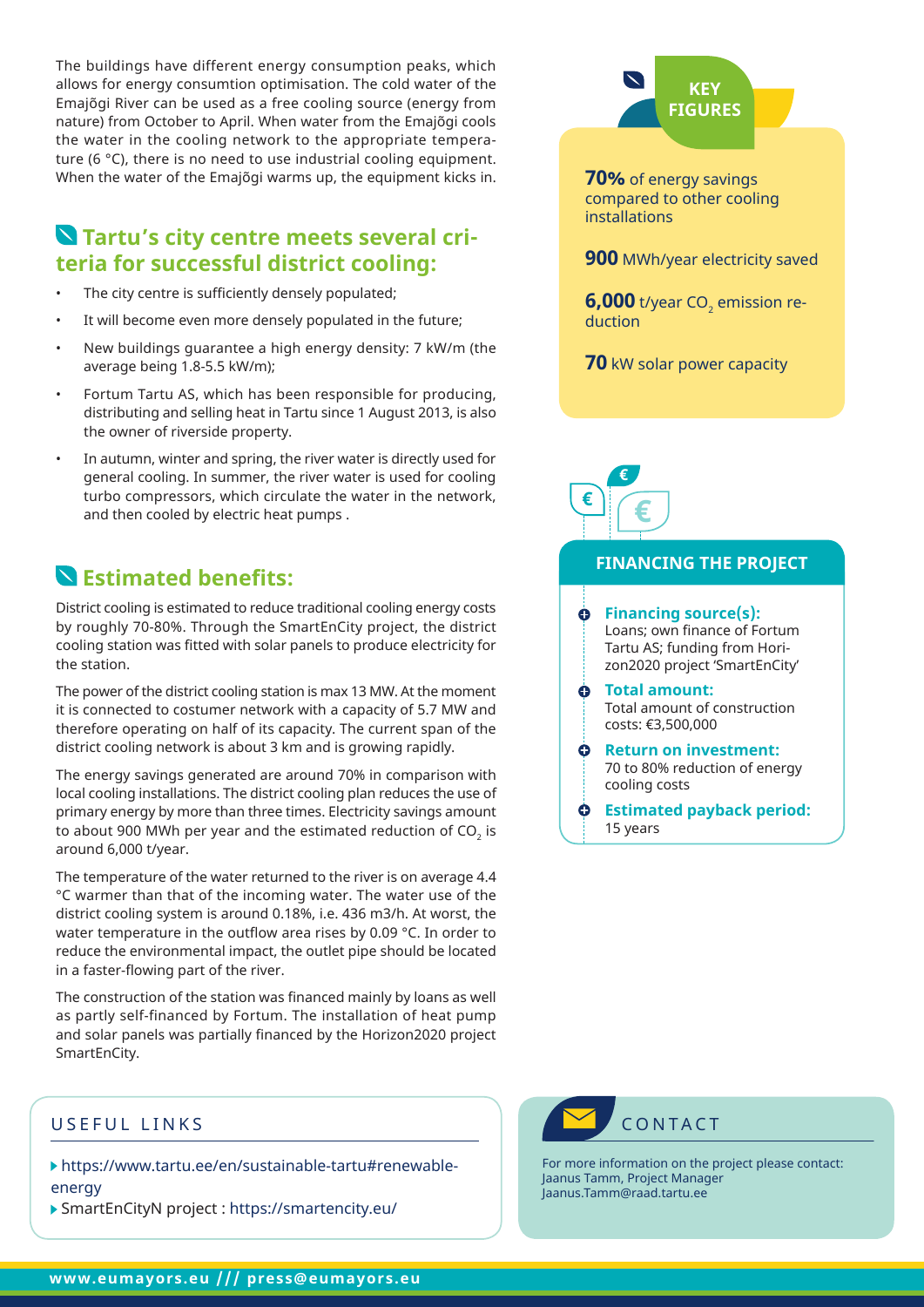The buildings have different energy consumption peaks, which allows for energy consumtion optimisation. The cold water of the Emajõgi River can be used as a free cooling source (energy from nature) from October to April. When water from the Emajõgi cools the water in the cooling network to the appropriate temperature (6 °C), there is no need to use industrial cooling equipment. When the water of the Emajõgi warms up, the equipment kicks in.

## Tartu's city centre meets several criteria for successful district cooling:

- The city centre is sufficiently densely populated;
- It will become even more densely populated in the future;
- New buildings guarantee a high energy density: 7 kW/m (the average being 1.8-5.5 kW/m);
- Fortum Tartu AS, which has been responsible for producing, distributing and selling heat in Tartu since 1 August 2013, is also the owner of riverside property.
- In autumn, winter and spring, the river water is directly used for general cooling. In summer, the river water is used for cooling turbo compressors, which circulate the water in the network, and then cooled by electric heat pumps .

## Estimated benefits:

District cooling is estimated to reduce traditional cooling energy costs by roughly 70-80%. Through the SmartEnCity project, the district cooling station was fitted with solar panels to produce electricity for the station.

The power of the district cooling station is max 13 MW. At the moment it is connected to costumer network with a capacity of 5.7 MW and therefore operating on half of its capacity. The current span of the district cooling network is about 3 km and is growing rapidly.

The energy savings generated are around 70% in comparison with local cooling installations. The district cooling plan reduces the use of primary energy by more than three times. Electricity savings amount to about 900 MWh per year and the estimated reduction of $CO_2$ is around 6,000 t/year.

The temperature of the water returned to the river is on average 4.4 °C warmer than that of the incoming water. The water use of the district cooling system is around 0.18%, i.e. 436 m3/h. At worst, the water temperature in the outflow area rises by 0.09 °C. In order to reduce the environmental impact, the outlet pipe should be located in a faster-flowing part of the river.

The construction of the station was financed mainly by loans as well as partly self-financed by Fortum. The installation of heat pump and solar panels was partially financed by the Horizon2020 project SmartEnCity.

## KEY FIGURES

**70%** of energy savings compared to other cooling installations

**900** MWh/year electricity saved

**6,000** t/year $CO_2$ emission reduction

**70** kW solar power capacity

## FINANCING THE PROJECT

**Financing source(s):**
Loans; own finance of Fortum Tartu AS; funding from Horizon2020 project 'SmartEnCity'

**Total amount:**
Total amount of construction costs: €3,500,000

**Return on investment:**
70 to 80% reduction of energy cooling costs

**Estimated payback period:**
15 years

## USEFUL LINKS

- https://www.tartu.ee/en/sustainable-tartu#renewable-energy
- SmartEnCityN project : https://smartencity.eu/

## CONTACT

For more information on the project please contact:
Jaanus Tamm, Project Manager
Jaanus.Tamm@raad.tartu.ee